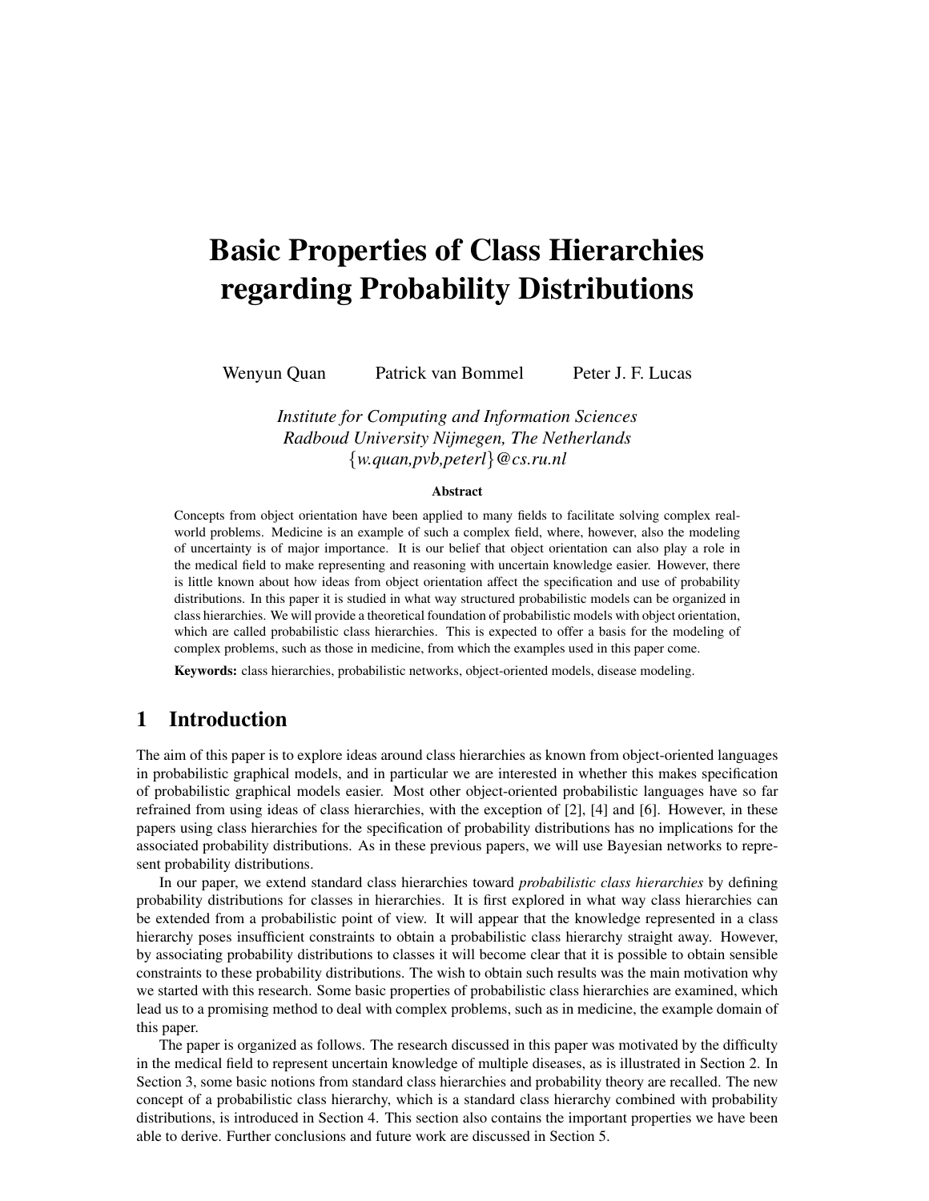# Basic Properties of Class Hierarchies regarding Probability Distributions

Wenyun Quan    Patrick van Bommel    Peter J. F. Lucas

*Institute for Computing and Information Sciences*
*Radboud University Nijmegen, The Netherlands*
*{w.quan,pvb,peterl}@cs.ru.nl*

**Abstract**

Concepts from object orientation have been applied to many fields to facilitate solving complex real-world problems. Medicine is an example of such a complex field, where, however, also the modeling of uncertainty is of major importance. It is our belief that object orientation can also play a role in the medical field to make representing and reasoning with uncertain knowledge easier. However, there is little known about how ideas from object orientation affect the specification and use of probability distributions. In this paper it is studied in what way structured probabilistic models can be organized in class hierarchies. We will provide a theoretical foundation of probabilistic models with object orientation, which are called probabilistic class hierarchies. This is expected to offer a basis for the modeling of complex problems, such as those in medicine, from which the examples used in this paper come.

**Keywords:** class hierarchies, probabilistic networks, object-oriented models, disease modeling.

## 1 Introduction

The aim of this paper is to explore ideas around class hierarchies as known from object-oriented languages in probabilistic graphical models, and in particular we are interested in whether this makes specification of probabilistic graphical models easier. Most other object-oriented probabilistic languages have so far refrained from using ideas of class hierarchies, with the exception of [2], [4] and [6]. However, in these papers using class hierarchies for the specification of probability distributions has no implications for the associated probability distributions. As in these previous papers, we will use Bayesian networks to represent probability distributions.

In our paper, we extend standard class hierarchies toward *probabilistic class hierarchies* by defining probability distributions for classes in hierarchies. It is first explored in what way class hierarchies can be extended from a probabilistic point of view. It will appear that the knowledge represented in a class hierarchy poses insufficient constraints to obtain a probabilistic class hierarchy straight away. However, by associating probability distributions to classes it will become clear that it is possible to obtain sensible constraints to these probability distributions. The wish to obtain such results was the main motivation why we started with this research. Some basic properties of probabilistic class hierarchies are examined, which lead us to a promising method to deal with complex problems, such as in medicine, the example domain of this paper.

The paper is organized as follows. The research discussed in this paper was motivated by the difficulty in the medical field to represent uncertain knowledge of multiple diseases, as is illustrated in Section 2. In Section 3, some basic notions from standard class hierarchies and probability theory are recalled. The new concept of a probabilistic class hierarchy, which is a standard class hierarchy combined with probability distributions, is introduced in Section 4. This section also contains the important properties we have been able to derive. Further conclusions and future work are discussed in Section 5.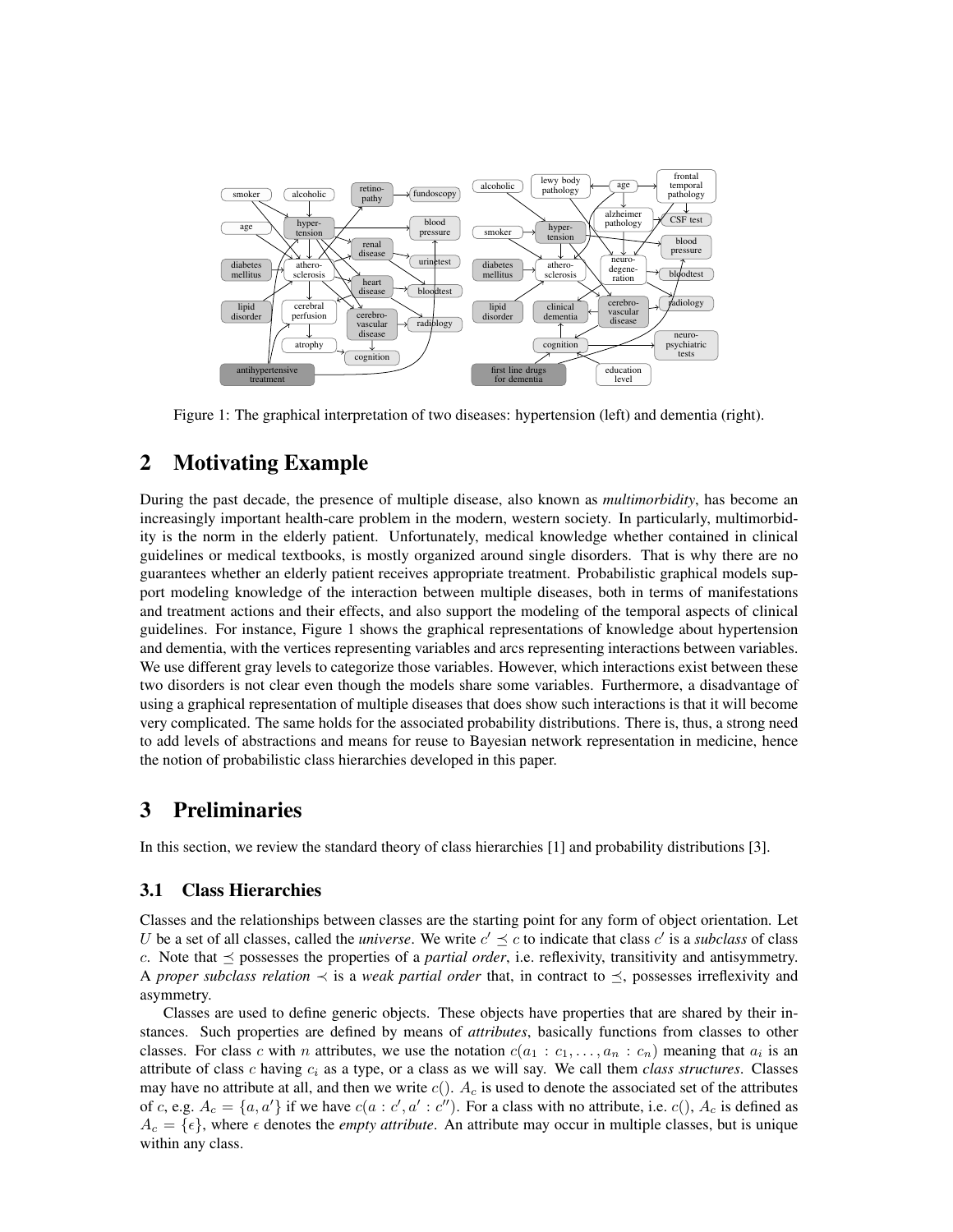Figure 1: The graphical interpretation of two diseases: hypertension (left) and dementia (right).

## 2 Motivating Example

During the past decade, the presence of multiple disease, also known as *multimorbidity*, has become an increasingly important health-care problem in the modern, western society. In particularly, multimorbidity is the norm in the elderly patient. Unfortunately, medical knowledge whether contained in clinical guidelines or medical textbooks, is mostly organized around single disorders. That is why there are no guarantees whether an elderly patient receives appropriate treatment. Probabilistic graphical models support modeling knowledge of the interaction between multiple diseases, both in terms of manifestations and treatment actions and their effects, and also support the modeling of the temporal aspects of clinical guidelines. For instance, Figure 1 shows the graphical representations of knowledge about hypertension and dementia, with the vertices representing variables and arcs representing interactions between variables. We use different gray levels to categorize those variables. However, which interactions exist between these two disorders is not clear even though the models share some variables. Furthermore, a disadvantage of using a graphical representation of multiple diseases that does show such interactions is that it will become very complicated. The same holds for the associated probability distributions. There is, thus, a strong need to add levels of abstractions and means for reuse to Bayesian network representation in medicine, hence the notion of probabilistic class hierarchies developed in this paper.

## 3 Preliminaries

In this section, we review the standard theory of class hierarchies [1] and probability distributions [3].

### 3.1 Class Hierarchies

Classes and the relationships between classes are the starting point for any form of object orientation. Let $U$ be a set of all classes, called the *universe*. We write $c' \preceq c$ to indicate that class $c'$ is a *subclass* of class $c$. Note that $\preceq$ possesses the properties of a *partial order*, i.e. reflexivity, transitivity and antisymmetry. A *proper subclass relation* $\prec$ is a *weak partial order* that, in contract to $\preceq$, possesses irreflexivity and asymmetry.

Classes are used to define generic objects. These objects have properties that are shared by their instances. Such properties are defined by means of *attributes*, basically functions from classes to other classes. For class $c$ with $n$ attributes, we use the notation $c(a_1 : c_1, \ldots, a_n : c_n)$ meaning that $a_i$ is an attribute of class $c$ having $c_i$ as a type, or a class as we will say. We call them *class structures*. Classes may have no attribute at all, and then we write $c()$. $A_c$ is used to denote the associated set of the attributes of $c$, e.g. $A_c = \{a, a'\}$ if we have $c(a : c', a' : c'')$. For a class with no attribute, i.e. $c()$, $A_c$ is defined as $A_c = \{\epsilon\}$, where $\epsilon$ denotes the *empty attribute*. An attribute may occur in multiple classes, but is unique within any class.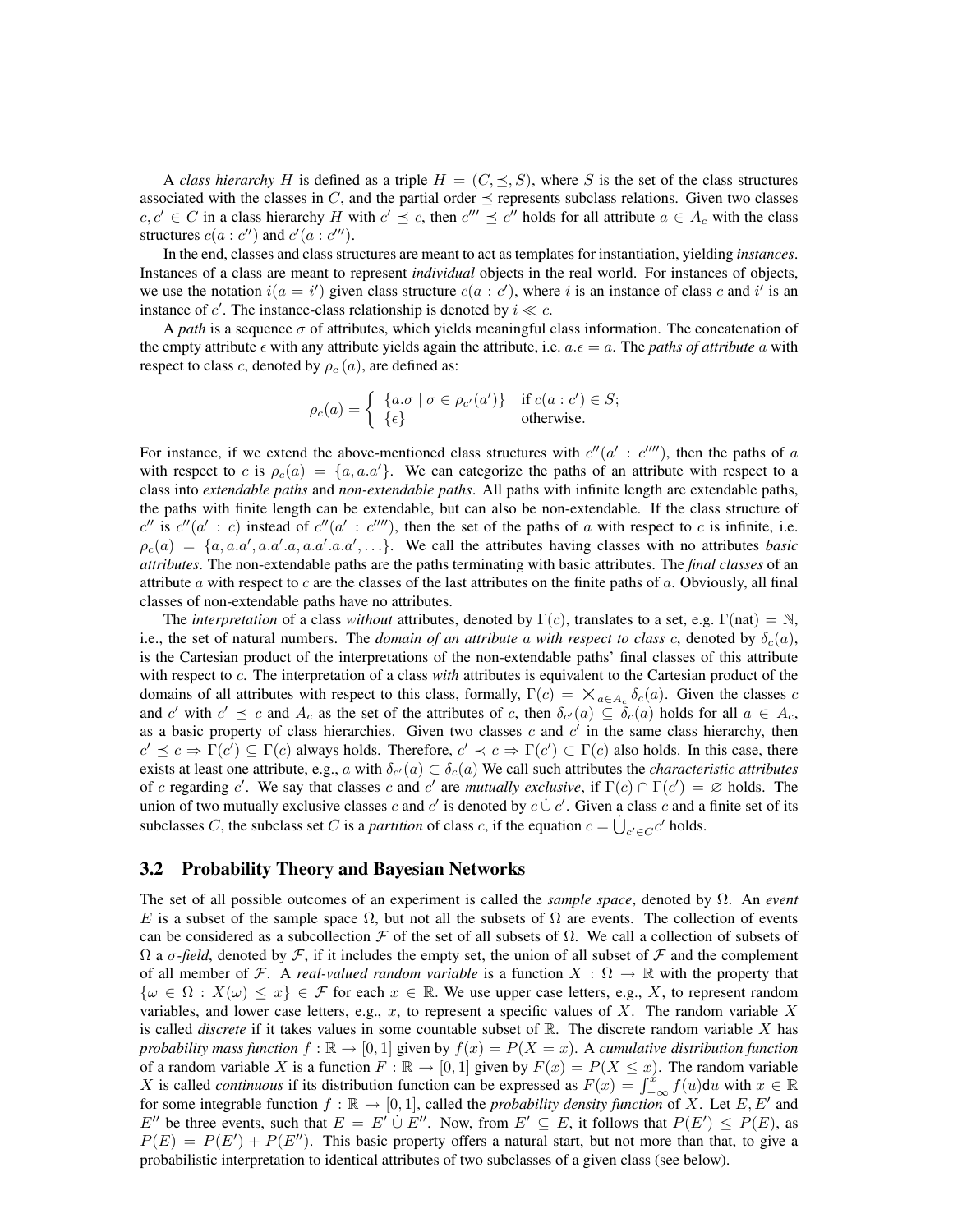A *class hierarchy* $H$ is defined as a triple $H = (C, \preceq, S)$, where $S$ is the set of the class structures associated with the classes in $C$, and the partial order $\preceq$ represents subclass relations. Given two classes $c, c' \in C$ in a class hierarchy $H$ with $c' \preceq c$, then $c''' \preceq c''$ holds for all attribute $a \in A_c$ with the class structures $c(a : c'')$ and $c'(a : c''')$.

In the end, classes and class structures are meant to act as templates for instantiation, yielding *instances*. Instances of a class are meant to represent *individual* objects in the real world. For instances of objects, we use the notation $i(a = i')$ given class structure $c(a : c')$, where $i$ is an instance of class $c$ and $i'$ is an instance of $c'$. The instance-class relationship is denoted by $i \ll c$.

A *path* is a sequence $\sigma$ of attributes, which yields meaningful class information. The concatenation of the empty attribute $\epsilon$ with any attribute yields again the attribute, i.e. $a.\epsilon = a$. The *paths of attribute* $a$ with respect to class $c$, denoted by $\rho_c(a)$, are defined as:

$$\rho_c(a) = \begin{cases} \{a.\sigma \mid \sigma \in \rho_{c'}(a')\} & \text{if } c(a : c') \in S; \\ \{\epsilon\} & \text{otherwise.} \end{cases}$$

For instance, if we extend the above-mentioned class structures with $c''(a' : c'''')$, then the paths of $a$ with respect to $c$ is $\rho_c(a) = \{a, a.a'\}$. We can categorize the paths of an attribute with respect to a class into *extendable paths* and *non-extendable paths*. All paths with infinite length are extendable paths, the paths with finite length can be extendable, but can also be non-extendable. If the class structure of $c''$ is $c''(a' : c)$ instead of $c''(a' : c'''')$, then the set of the paths of $a$ with respect to $c$ is infinite, i.e. $\rho_c(a) = \{a, a.a', a.a'.a, a.a'.a.a', \ldots\}$. We call the attributes having classes with no attributes *basic attributes*. The non-extendable paths are the paths terminating with basic attributes. The *final classes* of an attribute $a$ with respect to $c$ are the classes of the last attributes on the finite paths of $a$. Obviously, all final classes of non-extendable paths have no attributes.

The *interpretation* of a class *without* attributes, denoted by $\Gamma(c)$, translates to a set, e.g. $\Gamma(\text{nat}) = \mathbb{N}$, i.e., the set of natural numbers. The *domain of an attribute* $a$ *with respect to class* $c$, denoted by $\delta_c(a)$, is the Cartesian product of the interpretations of the non-extendable paths' final classes of this attribute with respect to $c$. The interpretation of a class *with* attributes is equivalent to the Cartesian product of the domains of all attributes with respect to this class, formally, $\Gamma(c) = \times_{a \in A_c} \delta_c(a)$. Given the classes $c$ and $c'$ with $c' \preceq c$ and $A_c$ as the set of the attributes of $c$, then $\delta_{c'}(a) \subseteq \delta_c(a)$ holds for all $a \in A_c$, as a basic property of class hierarchies. Given two classes $c$ and $c'$ in the same class hierarchy, then $c' \preceq c \Rightarrow \Gamma(c') \subseteq \Gamma(c)$ always holds. Therefore, $c' \prec c \Rightarrow \Gamma(c') \subset \Gamma(c)$ also holds. In this case, there exists at least one attribute, e.g., $a$ with $\delta_{c'}(a) \subset \delta_c(a)$ We call such attributes the *characteristic attributes* of $c$ regarding $c'$. We say that classes $c$ and $c'$ are *mutually exclusive*, if $\Gamma(c) \cap \Gamma(c') = \varnothing$ holds. The union of two mutually exclusive classes $c$ and $c'$ is denoted by $c \,\dot\cup\, c'$. Given a class $c$ and a finite set of its subclasses $C$, the subclass set $C$ is a *partition* of class $c$, if the equation $c = \dot\bigcup_{c' \in C} c'$ holds.

## 3.2 Probability Theory and Bayesian Networks

The set of all possible outcomes of an experiment is called the *sample space*, denoted by $\Omega$. An *event* $E$ is a subset of the sample space $\Omega$, but not all the subsets of $\Omega$ are events. The collection of events can be considered as a subcollection $\mathcal{F}$ of the set of all subsets of $\Omega$. We call a collection of subsets of $\Omega$ a *$\sigma$-field*, denoted by $\mathcal{F}$, if it includes the empty set, the union of all subset of $\mathcal{F}$ and the complement of all member of $\mathcal{F}$. A *real-valued random variable* is a function $X : \Omega \to \mathbb{R}$ with the property that $\{\omega \in \Omega : X(\omega) \leq x\} \in \mathcal{F}$ for each $x \in \mathbb{R}$. We use upper case letters, e.g., $X$, to represent random variables, and lower case letters, e.g., $x$, to represent a specific values of $X$. The random variable $X$ is called *discrete* if it takes values in some countable subset of $\mathbb{R}$. The discrete random variable $X$ has *probability mass function* $f : \mathbb{R} \to [0, 1]$ given by $f(x) = P(X = x)$. A *cumulative distribution function* of a random variable $X$ is a function $F : \mathbb{R} \to [0, 1]$ given by $F(x) = P(X \leq x)$. The random variable $X$ is called *continuous* if its distribution function can be expressed as $F(x) = \int_{-\infty}^{x} f(u)\mathrm{d}u$ with $x \in \mathbb{R}$ for some integrable function $f : \mathbb{R} \to [0, 1]$, called the *probability density function* of $X$. Let $E, E'$ and $E''$ be three events, such that $E = E' \,\dot\cup\, E''$. Now, from $E' \subseteq E$, it follows that $P(E') \leq P(E)$, as $P(E) = P(E') + P(E'')$. This basic property offers a natural start, but not more than that, to give a probabilistic interpretation to identical attributes of two subclasses of a given class (see below).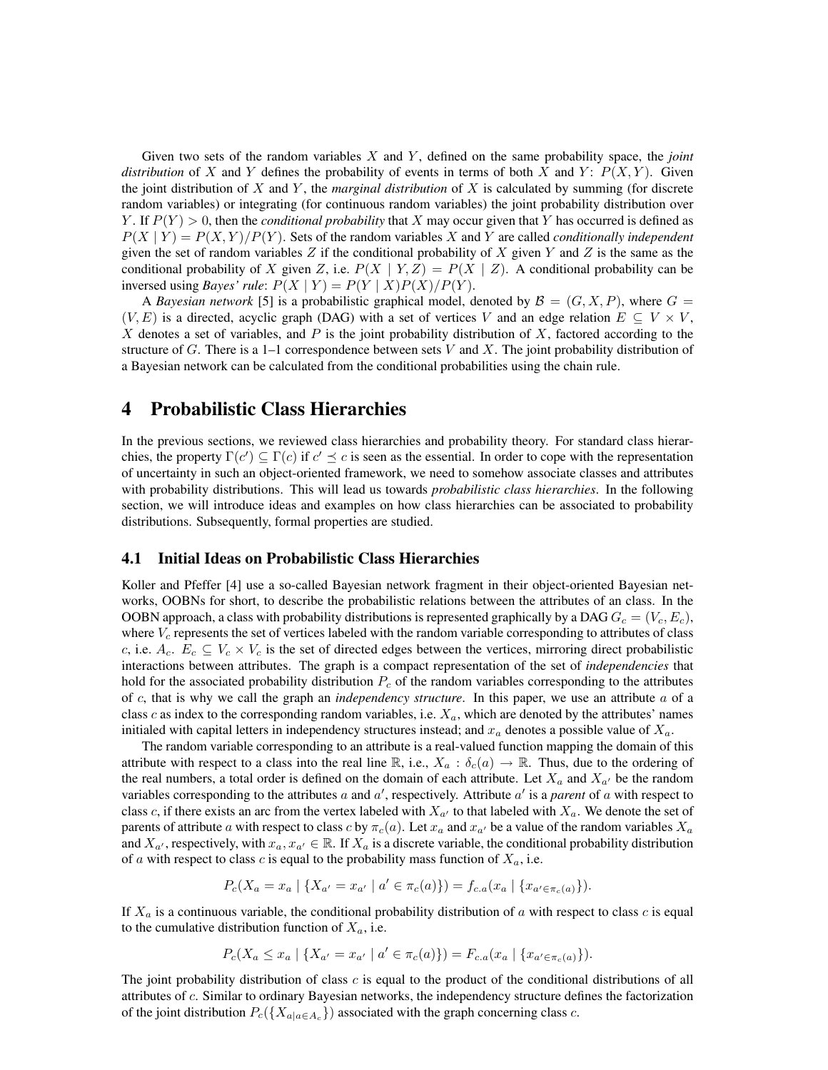Given two sets of the random variables $X$ and $Y$, defined on the same probability space, the *joint distribution* of $X$ and $Y$ defines the probability of events in terms of both $X$ and $Y$: $P(X, Y)$. Given the joint distribution of $X$ and $Y$, the *marginal distribution* of $X$ is calculated by summing (for discrete random variables) or integrating (for continuous random variables) the joint probability distribution over $Y$. If $P(Y) > 0$, then the *conditional probability* that $X$ may occur given that $Y$ has occurred is defined as $P(X \mid Y) = P(X, Y)/P(Y)$. Sets of the random variables $X$ and $Y$ are called *conditionally independent* given the set of random variables $Z$ if the conditional probability of $X$ given $Y$ and $Z$ is the same as the conditional probability of $X$ given $Z$, i.e. $P(X \mid Y, Z) = P(X \mid Z)$. A conditional probability can be inversed using *Bayes' rule*: $P(X \mid Y) = P(Y \mid X)P(X)/P(Y)$.

A *Bayesian network* [5] is a probabilistic graphical model, denoted by $\mathcal{B} = (G, X, P)$, where $G = (V, E)$ is a directed, acyclic graph (DAG) with a set of vertices $V$ and an edge relation $E \subseteq V \times V$, $X$ denotes a set of variables, and $P$ is the joint probability distribution of $X$, factored according to the structure of $G$. There is a 1–1 correspondence between sets $V$ and $X$. The joint probability distribution of a Bayesian network can be calculated from the conditional probabilities using the chain rule.

# 4 Probabilistic Class Hierarchies

In the previous sections, we reviewed class hierarchies and probability theory. For standard class hierarchies, the property $\Gamma(c') \subseteq \Gamma(c)$ if $c' \preceq c$ is seen as the essential. In order to cope with the representation of uncertainty in such an object-oriented framework, we need to somehow associate classes and attributes with probability distributions. This will lead us towards *probabilistic class hierarchies*. In the following section, we will introduce ideas and examples on how class hierarchies can be associated to probability distributions. Subsequently, formal properties are studied.

## 4.1 Initial Ideas on Probabilistic Class Hierarchies

Koller and Pfeffer [4] use a so-called Bayesian network fragment in their object-oriented Bayesian networks, OOBNs for short, to describe the probabilistic relations between the attributes of an class. In the OOBN approach, a class with probability distributions is represented graphically by a DAG $G_c = (V_c, E_c)$, where $V_c$ represents the set of vertices labeled with the random variable corresponding to attributes of class $c$, i.e. $A_c$. $E_c \subseteq V_c \times V_c$ is the set of directed edges between the vertices, mirroring direct probabilistic interactions between attributes. The graph is a compact representation of the set of *independencies* that hold for the associated probability distribution $P_c$ of the random variables corresponding to the attributes of $c$, that is why we call the graph an *independency structure*. In this paper, we use an attribute $a$ of a class $c$ as index to the corresponding random variables, i.e. $X_a$, which are denoted by the attributes' names initialed with capital letters in independency structures instead; and $x_a$ denotes a possible value of $X_a$.

The random variable corresponding to an attribute is a real-valued function mapping the domain of this attribute with respect to a class into the real line $\mathbb{R}$, i.e., $X_a : \delta_c(a) \rightarrow \mathbb{R}$. Thus, due to the ordering of the real numbers, a total order is defined on the domain of each attribute. Let $X_a$ and $X_{a'}$ be the random variables corresponding to the attributes $a$ and $a'$, respectively. Attribute $a'$ is a *parent* of $a$ with respect to class $c$, if there exists an arc from the vertex labeled with $X_{a'}$ to that labeled with $X_a$. We denote the set of parents of attribute $a$ with respect to class $c$ by $\pi_c(a)$. Let $x_a$ and $x_{a'}$ be a value of the random variables $X_a$ and $X_{a'}$, respectively, with $x_a, x_{a'} \in \mathbb{R}$. If $X_a$ is a discrete variable, the conditional probability distribution of $a$ with respect to class $c$ is equal to the probability mass function of $X_a$, i.e.

$$P_c(X_a = x_a \mid \{X_{a'} = x_{a'} \mid a' \in \pi_c(a)\}) = f_{c.a}(x_a \mid \{x_{a' \in \pi_c(a)}\}).$$

If $X_a$ is a continuous variable, the conditional probability distribution of $a$ with respect to class $c$ is equal to the cumulative distribution function of $X_a$, i.e.

$$P_c(X_a \leq x_a \mid \{X_{a'} = x_{a'} \mid a' \in \pi_c(a)\}) = F_{c.a}(x_a \mid \{x_{a' \in \pi_c(a)}\}).$$

The joint probability distribution of class $c$ is equal to the product of the conditional distributions of all attributes of $c$. Similar to ordinary Bayesian networks, the independency structure defines the factorization of the joint distribution $P_c(\{X_{a|a \in A_c}\})$ associated with the graph concerning class $c$.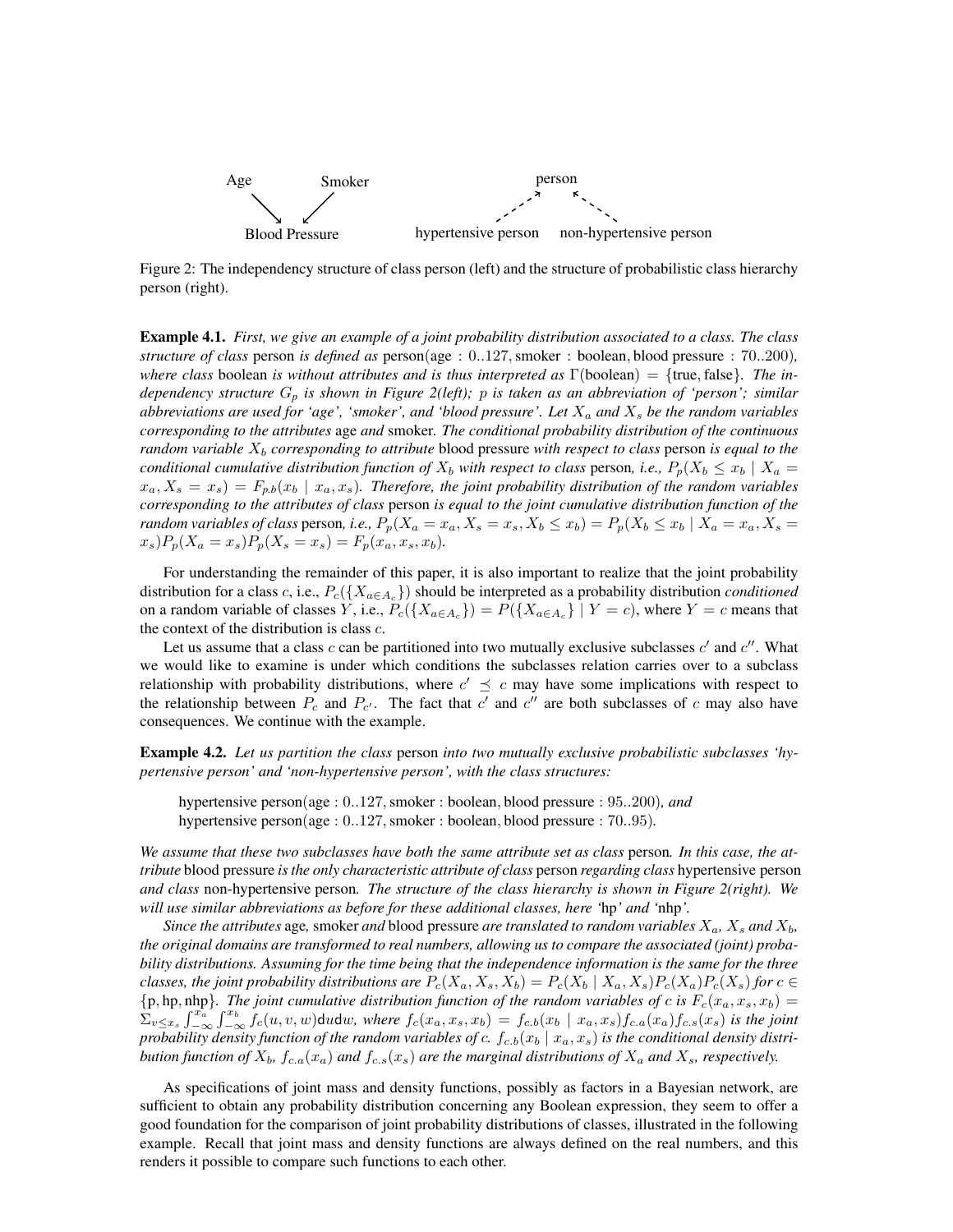Age → Blood Pressure ← Smoker

person ⇠ hypertensive person, person ⇠ non-hypertensive person

Figure 2: The independency structure of class person (left) and the structure of probabilistic class hierarchy person (right).

**Example 4.1.** *First, we give an example of a joint probability distribution associated to a class. The class structure of class* person *is defined as* person(age : 0..127, smoker : boolean, blood pressure : 70..200)*, where class* boolean *is without attributes and is thus interpreted as* $\Gamma(\text{boolean}) = \{\text{true}, \text{false}\}$. *The independency structure* $G_p$ *is shown in Figure 2(left);* $p$ *is taken as an abbreviation of 'person'; similar abbreviations are used for 'age', 'smoker', and 'blood pressure'. Let* $X_a$ *and* $X_s$ *be the random variables corresponding to the attributes* age *and* smoker*. The conditional probability distribution of the continuous random variable* $X_b$ *corresponding to attribute* blood pressure *with respect to class* person *is equal to the conditional cumulative distribution function of* $X_b$ *with respect to class* person*, i.e.,* $P_p(X_b \leq x_b \mid X_a = x_a, X_s = x_s) = F_{p.b}(x_b \mid x_a, x_s)$. *Therefore, the joint probability distribution of the random variables corresponding to the attributes of class* person *is equal to the joint cumulative distribution function of the random variables of class* person*, i.e.,* $P_p(X_a = x_a, X_s = x_s, X_b \leq x_b) = P_p(X_b \leq x_b \mid X_a = x_a, X_s = x_s)P_p(X_a = x_s)P_p(X_s = x_s) = F_p(x_a, x_s, x_b)$.

For understanding the remainder of this paper, it is also important to realize that the joint probability distribution for a class $c$, i.e., $P_c(\{X_{a \in A_c}\})$ should be interpreted as a probability distribution *conditioned* on a random variable of classes $Y$, i.e., $P_c(\{X_{a \in A_c}\}) = P(\{X_{a \in A_c}\} \mid Y = c)$, where $Y = c$ means that the context of the distribution is class $c$.

Let us assume that a class $c$ can be partitioned into two mutually exclusive subclasses $c'$ and $c''$. What we would like to examine is under which conditions the subclasses relation carries over to a subclass relationship with probability distributions, where $c' \preceq c$ may have some implications with respect to the relationship between $P_c$ and $P_{c'}$. The fact that $c'$ and $c''$ are both subclasses of $c$ may also have consequences. We continue with the example.

**Example 4.2.** *Let us partition the class* person *into two mutually exclusive probabilistic subclasses 'hypertensive person' and 'non-hypertensive person', with the class structures:*

> hypertensive person(age : 0..127, smoker : boolean, blood pressure : 95..200)*, and*
> hypertensive person(age : 0..127, smoker : boolean, blood pressure : 70..95).

*We assume that these two subclasses have both the same attribute set as class* person*. In this case, the attribute* blood pressure *is the only characteristic attribute of class* person *regarding class* hypertensive person *and class* non-hypertensive person*. The structure of the class hierarchy is shown in Figure 2(right). We will use similar abbreviations as before for these additional classes, here '*hp*' and '*nhp*'.*

*Since the attributes* age*,* smoker *and* blood pressure *are translated to random variables* $X_a$*,* $X_s$ *and* $X_b$*, the original domains are transformed to real numbers, allowing us to compare the associated (joint) probability distributions. Assuming for the time being that the independence information is the same for the three classes, the joint probability distributions are* $P_c(X_a, X_s, X_b) = P_c(X_b \mid X_a, X_s)P_c(X_a)P_c(X_s)$ *for* $c \in \{\text{p}, \text{hp}, \text{nhp}\}$. *The joint cumulative distribution function of the random variables of* $c$ *is* $F_c(x_a, x_s, x_b) = \Sigma_{v \leq x_s} \int_{-\infty}^{x_a} \int_{-\infty}^{x_b} f_c(u, v, w)\mathsf{d}u\mathsf{d}w$*, where* $f_c(x_a, x_s, x_b) = f_{c.b}(x_b \mid x_a, x_s)f_{c.a}(x_a)f_{c.s}(x_s)$ *is the joint probability density function of the random variables of* $c$*.* $f_{c.b}(x_b \mid x_a, x_s)$ *is the conditional density distribution function of* $X_b$*,* $f_{c.a}(x_a)$ *and* $f_{c.s}(x_s)$ *are the marginal distributions of* $X_a$ *and* $X_s$*, respectively.*

As specifications of joint mass and density functions, possibly as factors in a Bayesian network, are sufficient to obtain any probability distribution concerning any Boolean expression, they seem to offer a good foundation for the comparison of joint probability distributions of classes, illustrated in the following example. Recall that joint mass and density functions are always defined on the real numbers, and this renders it possible to compare such functions to each other.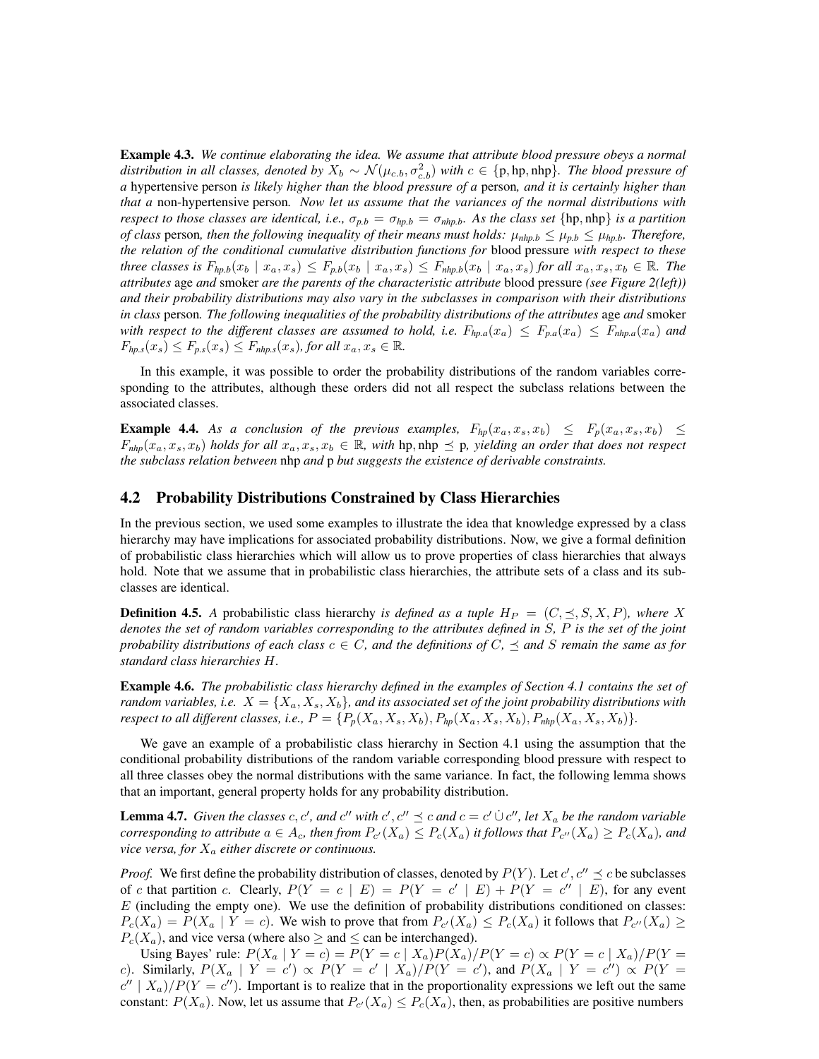**Example 4.3.** *We continue elaborating the idea. We assume that attribute blood pressure obeys a normal distribution in all classes, denoted by $X_b \sim \mathcal{N}(\mu_{c.b}, \sigma^2_{c.b})$ with $c \in \{\mathrm{p}, \mathrm{hp}, \mathrm{nhp}\}$. The blood pressure of a* hypertensive person *is likely higher than the blood pressure of a* person*, and it is certainly higher than that a* non-hypertensive person*. Now let us assume that the variances of the normal distributions with respect to those classes are identical, i.e., $\sigma_{p.b} = \sigma_{hp.b} = \sigma_{nhp.b}$. As the class set $\{\mathrm{hp}, \mathrm{nhp}\}$ is a partition of class* person*, then the following inequality of their means must holds: $\mu_{nhp.b} \leq \mu_{p.b} \leq \mu_{hp.b}$. Therefore, the relation of the conditional cumulative distribution functions for* blood pressure *with respect to these three classes is $F_{hp.b}(x_b \mid x_a, x_s) \leq F_{p.b}(x_b \mid x_a, x_s) \leq F_{nhp.b}(x_b \mid x_a, x_s)$ for all $x_a, x_s, x_b \in \mathbb{R}$. The attributes* age *and* smoker *are the parents of the characteristic attribute* blood pressure *(see Figure 2(left)) and their probability distributions may also vary in the subclasses in comparison with their distributions in class* person*. The following inequalities of the probability distributions of the attributes* age *and* smoker *with respect to the different classes are assumed to hold, i.e. $F_{hp.a}(x_a) \leq F_{p.a}(x_a) \leq F_{nhp.a}(x_a)$ and $F_{hp.s}(x_s) \leq F_{p.s}(x_s) \leq F_{nhp.s}(x_s)$, for all $x_a, x_s \in \mathbb{R}$.*

In this example, it was possible to order the probability distributions of the random variables corresponding to the attributes, although these orders did not all respect the subclass relations between the associated classes.

**Example 4.4.** *As a conclusion of the previous examples, $F_{hp}(x_a, x_s, x_b) \leq F_p(x_a, x_s, x_b) \leq F_{nhp}(x_a, x_s, x_b)$ holds for all $x_a, x_s, x_b \in \mathbb{R}$, with $\mathrm{hp}, \mathrm{nhp} \preceq \mathrm{p}$, yielding an order that does not respect the subclass relation between* nhp *and* p *but suggests the existence of derivable constraints.*

## 4.2 Probability Distributions Constrained by Class Hierarchies

In the previous section, we used some examples to illustrate the idea that knowledge expressed by a class hierarchy may have implications for associated probability distributions. Now, we give a formal definition of probabilistic class hierarchies which will allow us to prove properties of class hierarchies that always hold. Note that we assume that in probabilistic class hierarchies, the attribute sets of a class and its subclasses are identical.

**Definition 4.5.** *A* probabilistic class hierarchy *is defined as a tuple $H_P = (C, \preceq, S, X, P)$, where $X$ denotes the set of random variables corresponding to the attributes defined in $S$, $P$ is the set of the joint probability distributions of each class $c \in C$, and the definitions of $C$, $\preceq$ and $S$ remain the same as for standard class hierarchies $H$.*

**Example 4.6.** *The probabilistic class hierarchy defined in the examples of Section 4.1 contains the set of random variables, i.e. $X = \{X_a, X_s, X_b\}$, and its associated set of the joint probability distributions with respect to all different classes, i.e., $P = \{P_p(X_a, X_s, X_b), P_{hp}(X_a, X_s, X_b), P_{nhp}(X_a, X_s, X_b)\}$.*

We gave an example of a probabilistic class hierarchy in Section 4.1 using the assumption that the conditional probability distributions of the random variable corresponding blood pressure with respect to all three classes obey the normal distributions with the same variance. In fact, the following lemma shows that an important, general property holds for any probability distribution.

**Lemma 4.7.** *Given the classes $c, c'$, and $c''$ with $c', c'' \preceq c$ and $c = c' \mathbin{\dot\cup} c''$, let $X_a$ be the random variable corresponding to attribute $a \in A_c$, then from $P_{c'}(X_a) \leq P_c(X_a)$ it follows that $P_{c''}(X_a) \geq P_c(X_a)$, and vice versa, for $X_a$ either discrete or continuous.*

*Proof.* We first define the probability distribution of classes, denoted by $P(Y)$. Let $c', c'' \preceq c$ be subclasses of $c$ that partition $c$. Clearly, $P(Y = c \mid E) = P(Y = c' \mid E) + P(Y = c'' \mid E)$, for any event $E$ (including the empty one). We use the definition of probability distributions conditioned on classes: $P_c(X_a) = P(X_a \mid Y = c)$. We wish to prove that from $P_{c'}(X_a) \leq P_c(X_a)$ it follows that $P_{c''}(X_a) \geq P_c(X_a)$, and vice versa (where also $\geq$ and $\leq$ can be interchanged).

Using Bayes' rule: $P(X_a \mid Y = c) = P(Y = c \mid X_a)P(X_a)/P(Y = c) \propto P(Y = c \mid X_a)/P(Y = c)$. Similarly, $P(X_a \mid Y = c') \propto P(Y = c' \mid X_a)/P(Y = c')$, and $P(X_a \mid Y = c'') \propto P(Y = c'' \mid X_a)/P(Y = c'')$. Important is to realize that in the proportionality expressions we left out the same constant: $P(X_a)$. Now, let us assume that $P_{c'}(X_a) \leq P_c(X_a)$, then, as probabilities are positive numbers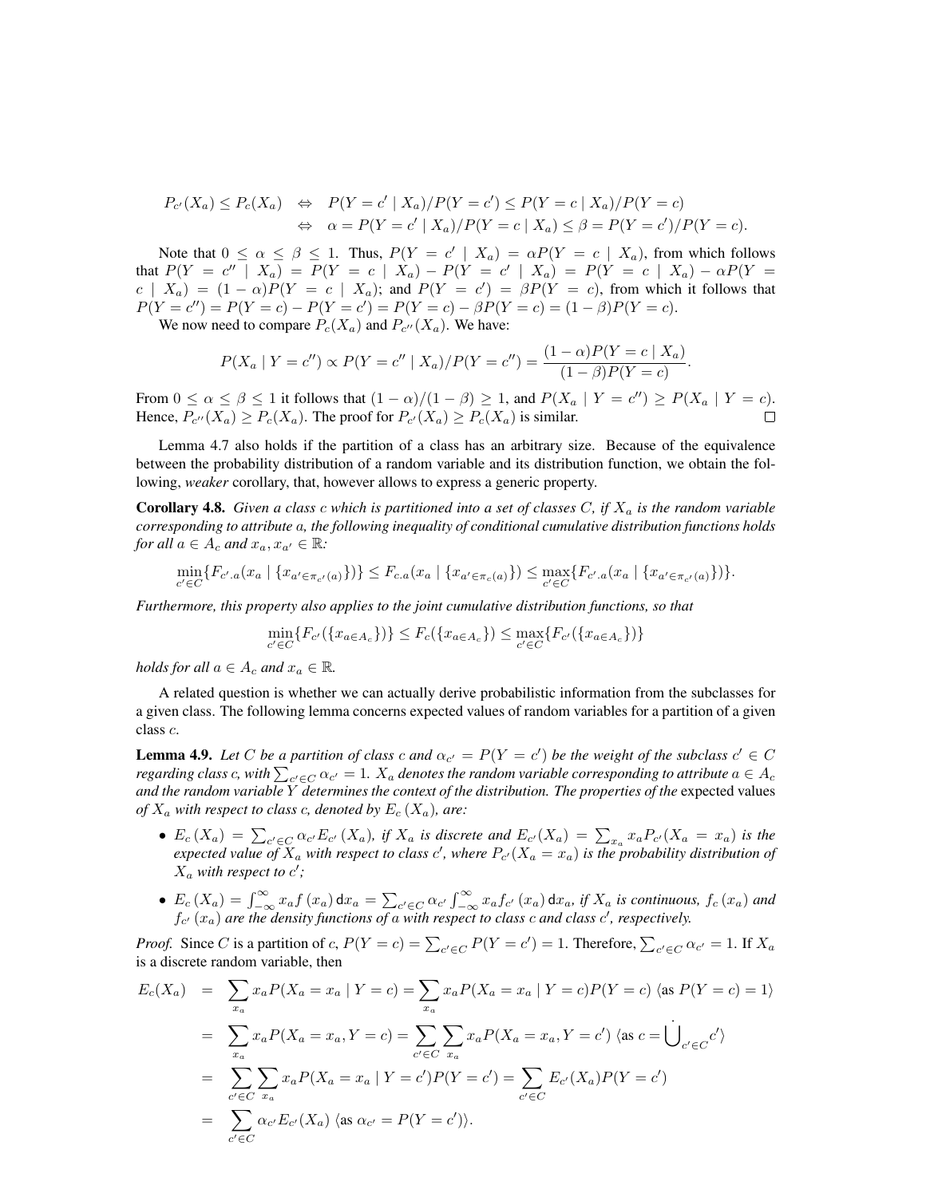$$
\begin{aligned}
P_{c'}(X_a) \leq P_c(X_a) \quad &\Leftrightarrow \quad P(Y=c' \mid X_a)/P(Y=c') \leq P(Y=c \mid X_a)/P(Y=c) \\
&\Leftrightarrow \quad \alpha = P(Y=c' \mid X_a)/P(Y=c \mid X_a) \leq \beta = P(Y=c')/P(Y=c).
\end{aligned}
$$

Note that $0 \leq \alpha \leq \beta \leq 1$. Thus, $P(Y = c' \mid X_a) = \alpha P(Y = c \mid X_a)$, from which follows that $P(Y = c'' \mid X_a) = P(Y = c \mid X_a) - P(Y = c' \mid X_a) = P(Y = c \mid X_a) - \alpha P(Y = c \mid X_a) = (1-\alpha)P(Y = c \mid X_a)$; and $P(Y = c') = \beta P(Y = c)$, from which it follows that $P(Y = c'') = P(Y = c) - P(Y = c') = P(Y = c) - \beta P(Y = c) = (1-\beta)P(Y = c)$.

We now need to compare $P_c(X_a)$ and $P_{c''}(X_a)$. We have:

$$
P(X_a \mid Y = c'') \propto P(Y = c'' \mid X_a)/P(Y = c'') = \frac{(1-\alpha)P(Y = c \mid X_a)}{(1-\beta)P(Y = c)}.
$$

From $0 \leq \alpha \leq \beta \leq 1$ it follows that $(1-\alpha)/(1-\beta) \geq 1$, and $P(X_a \mid Y = c'') \geq P(X_a \mid Y = c)$. Hence, $P_{c''}(X_a) \geq P_c(X_a)$. The proof for $P_{c'}(X_a) \geq P_c(X_a)$ is similar. □

Lemma 4.7 also holds if the partition of a class has an arbitrary size. Because of the equivalence between the probability distribution of a random variable and its distribution function, we obtain the following, *weaker* corollary, that, however allows to express a generic property.

**Corollary 4.8.** *Given a class $c$ which is partitioned into a set of classes $C$, if $X_a$ is the random variable corresponding to attribute $a$, the following inequality of conditional cumulative distribution functions holds for all $a \in A_c$ and $x_a, x_{a'} \in \mathbb{R}$:*

$$
\min_{c' \in C}\{F_{c'.a}(x_a \mid \{x_{a' \in \pi_{c'}(a)}\})\} \leq F_{c.a}(x_a \mid \{x_{a' \in \pi_c(a)}\}) \leq \max_{c' \in C}\{F_{c'.a}(x_a \mid \{x_{a' \in \pi_{c'}(a)}\})\}.
$$

*Furthermore, this property also applies to the joint cumulative distribution functions, so that*

$$
\min_{c' \in C}\{F_{c'}(\{x_{a \in A_c}\})\} \leq F_c(\{x_{a \in A_c}\}) \leq \max_{c' \in C}\{F_{c'}(\{x_{a \in A_c}\})\}
$$

*holds for all $a \in A_c$ and $x_a \in \mathbb{R}$.*

A related question is whether we can actually derive probabilistic information from the subclasses for a given class. The following lemma concerns expected values of random variables for a partition of a given class $c$.

**Lemma 4.9.** *Let $C$ be a partition of class $c$ and $\alpha_{c'} = P(Y = c')$ be the weight of the subclass $c' \in C$ regarding class $c$, with $\sum_{c' \in C} \alpha_{c'} = 1$. $X_a$ denotes the random variable corresponding to attribute $a \in A_c$ and the random variable $Y$ determines the context of the distribution. The properties of the* expected values *of $X_a$ with respect to class $c$, denoted by $E_c(X_a)$, are:*

- *$E_c(X_a) = \sum_{c' \in C} \alpha_{c'} E_{c'}(X_a)$, if $X_a$ is discrete and $E_{c'}(X_a) = \sum_{x_a} x_a P_{c'}(X_a = x_a)$ is the expected value of $X_a$ with respect to class $c'$, where $P_{c'}(X_a = x_a)$ is the probability distribution of $X_a$ with respect to $c'$;*
- *$E_c(X_a) = \int_{-\infty}^{\infty} x_a f(x_a)\,\mathrm{d}x_a = \sum_{c' \in C} \alpha_{c'} \int_{-\infty}^{\infty} x_a f_{c'}(x_a)\,\mathrm{d}x_a$, if $X_a$ is continuous, $f_c(x_a)$ and $f_{c'}(x_a)$ are the density functions of $a$ with respect to class $c$ and class $c'$, respectively.*

*Proof.* Since $C$ is a partition of $c$, $P(Y = c) = \sum_{c' \in C} P(Y = c') = 1$. Therefore, $\sum_{c' \in C} \alpha_{c'} = 1$. If $X_a$ is a discrete random variable, then

$$
\begin{aligned}
E_c(X_a) &= \sum_{x_a} x_a P(X_a = x_a \mid Y = c) = \sum_{x_a} x_a P(X_a = x_a \mid Y = c)P(Y = c) \ \langle \text{as } P(Y = c) = 1 \rangle \\
&= \sum_{x_a} x_a P(X_a = x_a, Y = c) = \sum_{c' \in C} \sum_{x_a} x_a P(X_a = x_a, Y = c') \ \langle \text{as } c = \dot{\bigcup}_{c' \in C} c' \rangle \\
&= \sum_{c' \in C} \sum_{x_a} x_a P(X_a = x_a \mid Y = c')P(Y = c') = \sum_{c' \in C} E_{c'}(X_a)P(Y = c') \\
&= \sum_{c' \in C} \alpha_{c'} E_{c'}(X_a) \ \langle \text{as } \alpha_{c'} = P(Y = c') \rangle.
\end{aligned}
$$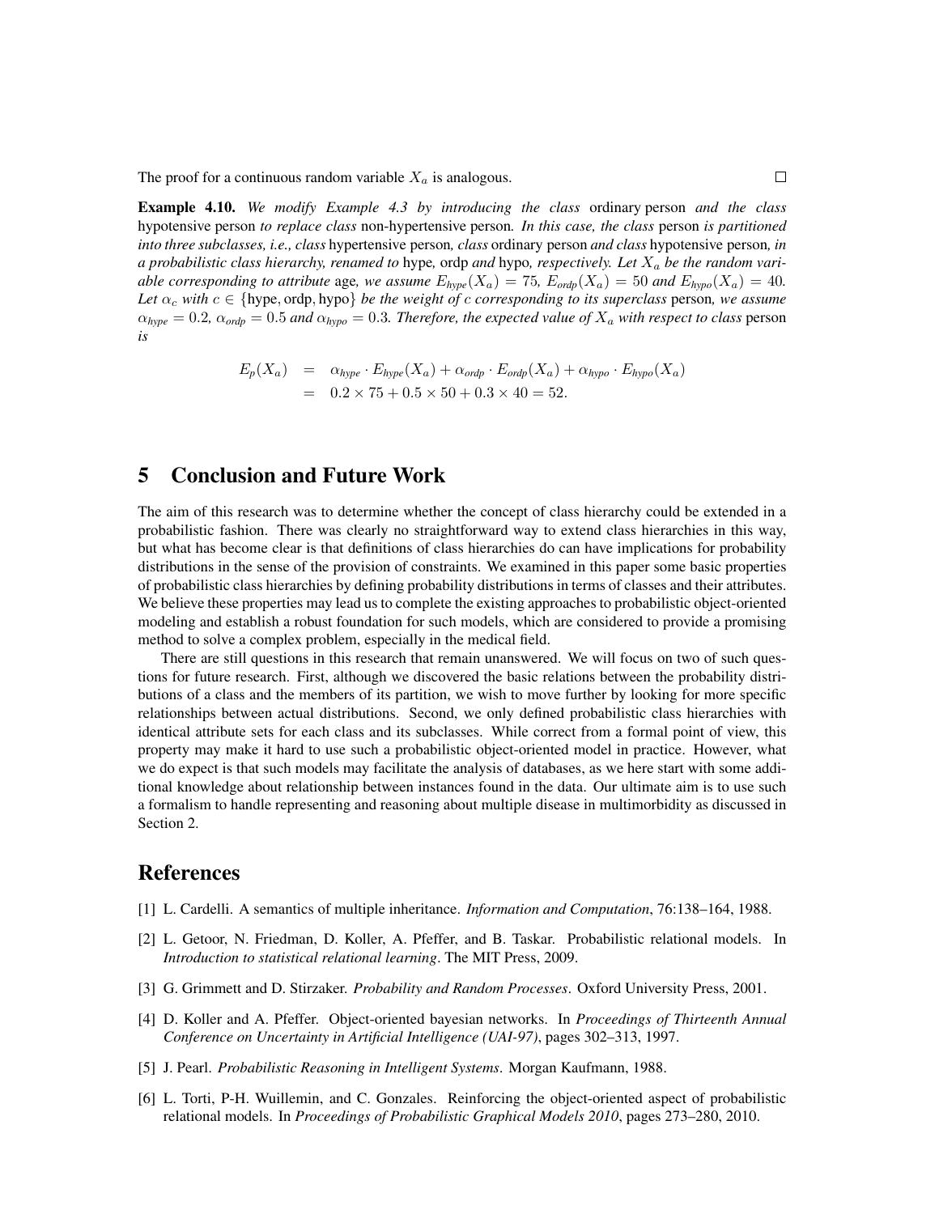The proof for a continuous random variable $X_a$ is analogous. □

**Example 4.10.** *We modify Example 4.3 by introducing the class* ordinary person *and the class* hypotensive person *to replace class* non-hypertensive person*. In this case, the class* person *is partitioned into three subclasses, i.e., class* hypertensive person*, class* ordinary person *and class* hypotensive person*, in a probabilistic class hierarchy, renamed to* hype*,* ordp *and* hypo*, respectively. Let $X_a$ be the random variable corresponding to attribute* age*, we assume $E_{hype}(X_a) = 75$, $E_{ordp}(X_a) = 50$ and $E_{hypo}(X_a) = 40$. Let $\alpha_c$ with $c \in \{\text{hype}, \text{ordp}, \text{hypo}\}$ be the weight of $c$ corresponding to its superclass* person*, we assume $\alpha_{hype} = 0.2$, $\alpha_{ordp} = 0.5$ and $\alpha_{hypo} = 0.3$. Therefore, the expected value of $X_a$ with respect to class* person *is*

$$
\begin{aligned}
E_p(X_a) &= \alpha_{hype} \cdot E_{hype}(X_a) + \alpha_{ordp} \cdot E_{ordp}(X_a) + \alpha_{hypo} \cdot E_{hypo}(X_a) \\
&= 0.2 \times 75 + 0.5 \times 50 + 0.3 \times 40 = 52.
\end{aligned}
$$

# 5 Conclusion and Future Work

The aim of this research was to determine whether the concept of class hierarchy could be extended in a probabilistic fashion. There was clearly no straightforward way to extend class hierarchies in this way, but what has become clear is that definitions of class hierarchies do can have implications for probability distributions in the sense of the provision of constraints. We examined in this paper some basic properties of probabilistic class hierarchies by defining probability distributions in terms of classes and their attributes. We believe these properties may lead us to complete the existing approaches to probabilistic object-oriented modeling and establish a robust foundation for such models, which are considered to provide a promising method to solve a complex problem, especially in the medical field.

There are still questions in this research that remain unanswered. We will focus on two of such questions for future research. First, although we discovered the basic relations between the probability distributions of a class and the members of its partition, we wish to move further by looking for more specific relationships between actual distributions. Second, we only defined probabilistic class hierarchies with identical attribute sets for each class and its subclasses. While correct from a formal point of view, this property may make it hard to use such a probabilistic object-oriented model in practice. However, what we do expect is that such models may facilitate the analysis of databases, as we here start with some additional knowledge about relationship between instances found in the data. Our ultimate aim is to use such a formalism to handle representing and reasoning about multiple disease in multimorbidity as discussed in Section 2.

# References

[1] L. Cardelli. A semantics of multiple inheritance. *Information and Computation*, 76:138–164, 1988.

[2] L. Getoor, N. Friedman, D. Koller, A. Pfeffer, and B. Taskar. Probabilistic relational models. In *Introduction to statistical relational learning*. The MIT Press, 2009.

[3] G. Grimmett and D. Stirzaker. *Probability and Random Processes*. Oxford University Press, 2001.

[4] D. Koller and A. Pfeffer. Object-oriented bayesian networks. In *Proceedings of Thirteenth Annual Conference on Uncertainty in Artificial Intelligence (UAI-97)*, pages 302–313, 1997.

[5] J. Pearl. *Probabilistic Reasoning in Intelligent Systems*. Morgan Kaufmann, 1988.

[6] L. Torti, P-H. Wuillemin, and C. Gonzales. Reinforcing the object-oriented aspect of probabilistic relational models. In *Proceedings of Probabilistic Graphical Models 2010*, pages 273–280, 2010.